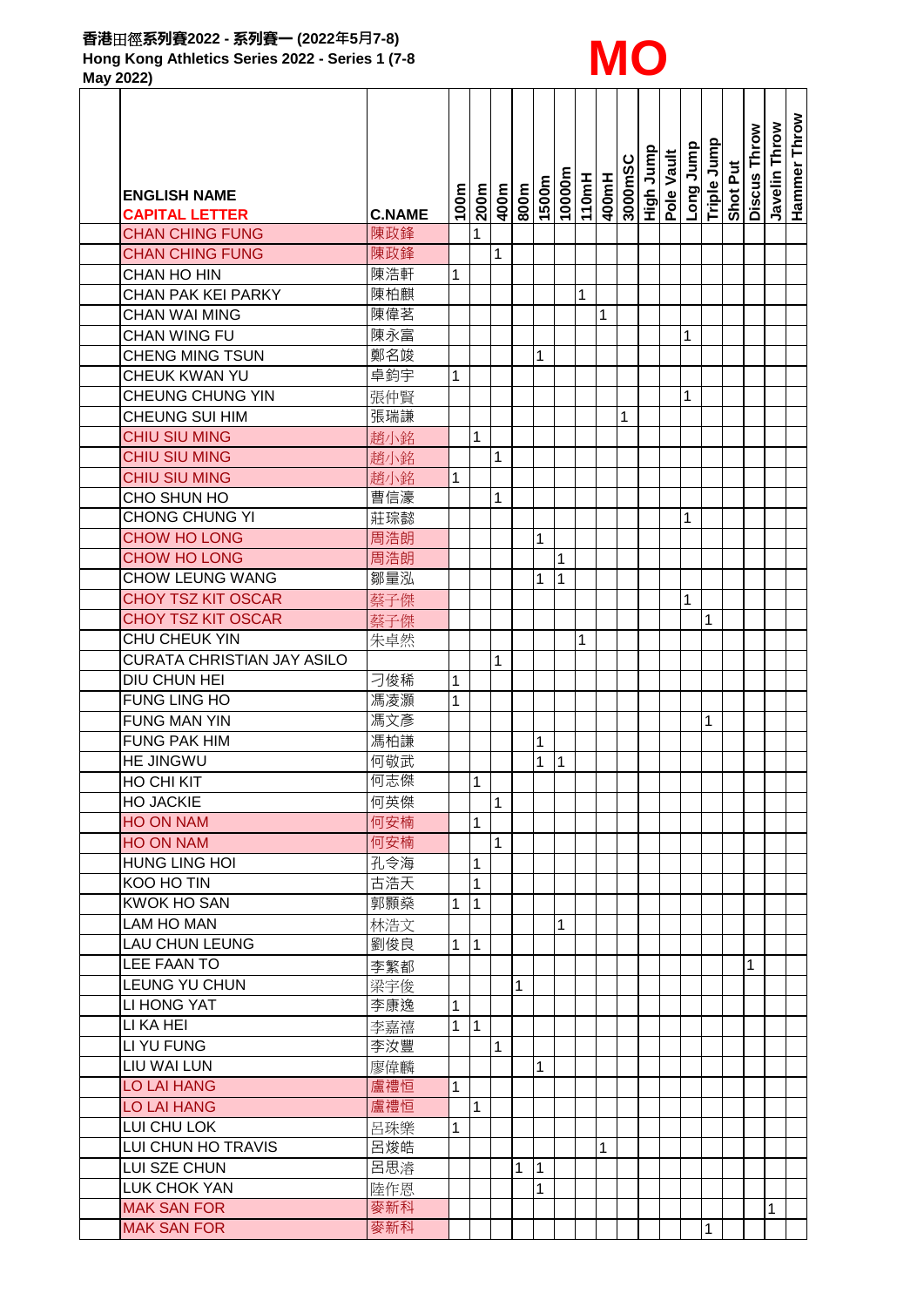**香港田徑系列賽2022 - 系列賽一 (2022年5月7-8)**
**Hong Kong Athletics Series 2022 - Series 1 (7-8 May 2022)**

# MO

| ENGLISH NAME CAPITAL LETTER | C.NAME | 100m | 200m | 400m | 800m | 1500m | 10000m | 110mH | 400mH | 3000mSC | High Jump | Pole Vault | Long Jump | Triple Jump | Shot Put | Discus Throw | Javelin Throw | Hammer Throw |
|---|---|---|---|---|---|---|---|---|---|---|---|---|---|---|---|---|---|---|
| CHAN CHING FUNG | 陳政鋒 | | 1 | | | | | | | | | | | | | | | |
| CHAN CHING FUNG | 陳政鋒 | | | 1 | | | | | | | | | | | | | | |
| CHAN HO HIN | 陳浩軒 | 1 | | | | | | | | | | | | | | | | |
| CHAN PAK KEI PARKY | 陳柏麒 | | | | | | | 1 | | | | | | | | | | |
| CHAN WAI MING | 陳偉茗 | | | | | | | | 1 | | | | | | | | | |
| CHAN WING FU | 陳永富 | | | | | | | | | | | | 1 | | | | | |
| CHENG MING TSUN | 鄭名竣 | | | | | 1 | | | | | | | | | | | | |
| CHEUK KWAN YU | 卓鈞宇 | 1 | | | | | | | | | | | | | | | | |
| CHEUNG CHUNG YIN | 張仲賢 | | | | | | | | | | | | 1 | | | | | |
| CHEUNG SUI HIM | 張瑞謙 | | | | | | | | | 1 | | | | | | | | |
| CHIU SIU MING | 趙小銘 | | 1 | | | | | | | | | | | | | | | |
| CHIU SIU MING | 趙小銘 | | | 1 | | | | | | | | | | | | | | |
| CHIU SIU MING | 趙小銘 | 1 | | | | | | | | | | | | | | | | |
| CHO SHUN HO | 曹信濠 | | | 1 | | | | | | | | | | | | | | |
| CHONG CHUNG YI | 莊琮懿 | | | | | | | | | | | | 1 | | | | | |
| CHOW HO LONG | 周浩朗 | | | | | 1 | | | | | | | | | | | | |
| CHOW HO LONG | 周浩朗 | | | | | | 1 | | | | | | | | | | | |
| CHOW LEUNG WANG | 鄒量泓 | | | | | 1 | 1 | | | | | | | | | | | |
| CHOY TSZ KIT OSCAR | 蔡子傑 | | | | | | | | | | | | 1 | | | | | |
| CHOY TSZ KIT OSCAR | 蔡子傑 | | | | | | | | | | | | | 1 | | | | |
| CHU CHEUK YIN | 朱卓然 | | | | | | | 1 | | | | | | | | | | |
| CURATA CHRISTIAN JAY ASILO | | | | 1 | | | | | | | | | | | | | | |
| DIU CHUN HEI | 刁俊稀 | 1 | | | | | | | | | | | | | | | | |
| FUNG LING HO | 馮凌灝 | 1 | | | | | | | | | | | | | | | | |
| FUNG MAN YIN | 馮文彥 | | | | | | | | | | | | | 1 | | | | |
| FUNG PAK HIM | 馮柏謙 | | | | | 1 | | | | | | | | | | | | |
| HE JINGWU | 何敬武 | | | | | 1 | 1 | | | | | | | | | | | |
| HO CHI KIT | 何志傑 | | 1 | | | | | | | | | | | | | | | |
| HO JACKIE | 何英傑 | | | 1 | | | | | | | | | | | | | | |
| HO ON NAM | 何安楠 | | 1 | | | | | | | | | | | | | | | |
| HO ON NAM | 何安楠 | | | 1 | | | | | | | | | | | | | | |
| HUNG LING HOI | 孔令海 | | 1 | | | | | | | | | | | | | | | |
| KOO HO TIN | 古浩天 | | 1 | | | | | | | | | | | | | | | |
| KWOK HO SAN | 郭顥燊 | 1 | 1 | | | | | | | | | | | | | | | |
| LAM HO MAN | 林浩文 | | | | | | 1 | | | | | | | | | | | |
| LAU CHUN LEUNG | 劉俊良 | 1 | 1 | | | | | | | | | | | | | | | |
| LEE FAAN TO | 李繁都 | | | | | | | | | | | | | | | 1 | | |
| LEUNG YU CHUN | 梁宇俊 | | | | 1 | | | | | | | | | | | | | |
| LI HONG YAT | 李康逸 | 1 | | | | | | | | | | | | | | | | |
| LI KA HEI | 李嘉禧 | 1 | 1 | | | | | | | | | | | | | | | |
| LI YU FUNG | 李汝豐 | | | 1 | | | | | | | | | | | | | | |
| LIU WAI LUN | 廖偉麟 | | | | | 1 | | | | | | | | | | | | |
| LO LAI HANG | 盧禮恒 | 1 | | | | | | | | | | | | | | | | |
| LO LAI HANG | 盧禮恒 | | 1 | | | | | | | | | | | | | | | |
| LUI CHU LOK | 呂珠樂 | 1 | | | | | | | | | | | | | | | | |
| LUI CHUN HO TRAVIS | 呂焌皓 | | | | | | | | 1 | | | | | | | | | |
| LUI SZE CHUN | 呂思溍 | | | | 1 | 1 | | | | | | | | | | | | |
| LUK CHOK YAN | 陸作恩 | | | | | 1 | | | | | | | | | | | | |
| MAK SAN FOR | 麥新科 | | | | | | | | | | | | | | | | 1 | |
| MAK SAN FOR | 麥新科 | | | | | | | | | | | | | 1 | | | | |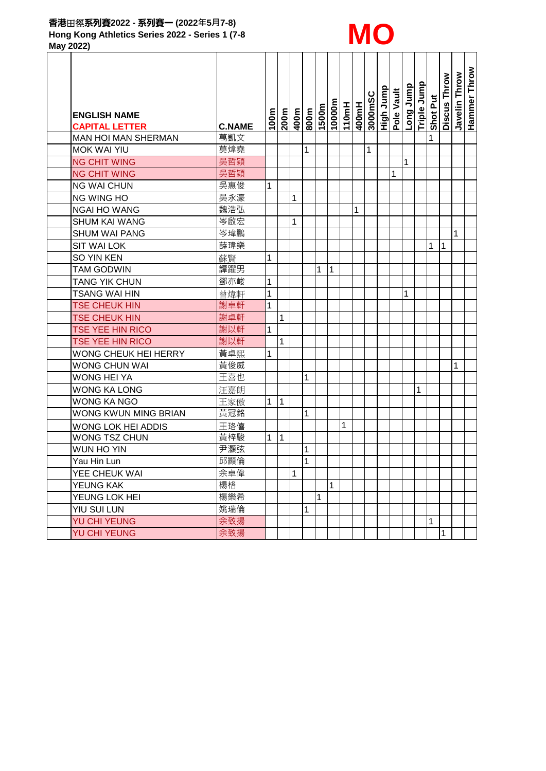**香港田徑系列賽2022 - 系列賽一 (2022年5月7-8)**
**Hong Kong Athletics Series 2022 - Series 1 (7-8 May 2022)**

# MO

| ENGLISH NAME CAPITAL LETTER | C.NAME | 100m | 200m | 400m | 800m | 1500m | 10000m | 110mH | 400mH | 3000mSC | High Jump | Pole Vault | Long Jump | Triple Jump | Shot Put | Discus Throw | Javelin Throw | Hammer Throw |
|---|---|---|---|---|---|---|---|---|---|---|---|---|---|---|---|---|---|---|
| MAN HOI MAN SHERMAN | 萬凱文 | | | | | | | | | | | | | | 1 | | | |
| MOK WAI YIU | 莫煒堯 | | | | 1 | | | | | 1 | | | | | | | | |
| NG CHIT WING | 吳哲穎 | | | | | | | | | | | | 1 | | | | | |
| NG CHIT WING | 吳哲穎 | | | | | | | | | | | 1 | | | | | | |
| NG WAI CHUN | 吳惠俊 | 1 | | | | | | | | | | | | | | | | |
| NG WING HO | 吳永濠 | | | 1 | | | | | | | | | | | | | | |
| NGAI HO WANG | 魏浩弘 | | | | | | | | 1 | | | | | | | | | |
| SHUM KAI WANG | 岑啟宏 | | | 1 | | | | | | | | | | | | | | |
| SHUM WAI PANG | 岑瑋鵬 | | | | | | | | | | | | | | | | 1 | |
| SIT WAI LOK | 薛瑋樂 | | | | | | | | | | | | | | 1 | 1 | | |
| SO YIN KEN | 蘇賢 | 1 | | | | | | | | | | | | | | | | |
| TAM GODWIN | 譚躍男 | | | | | 1 | 1 | | | | | | | | | | | |
| TANG YIK CHUN | 鄧亦峻 | 1 | | | | | | | | | | | | | | | | |
| TSANG WAI HIN | 曾煒軒 | 1 | | | | | | | | | | | 1 | | | | | |
| TSE CHEUK HIN | 謝卓軒 | 1 | | | | | | | | | | | | | | | | |
| TSE CHEUK HIN | 謝卓軒 | | 1 | | | | | | | | | | | | | | | |
| TSE YEE HIN RICO | 謝以軒 | 1 | | | | | | | | | | | | | | | | |
| TSE YEE HIN RICO | 謝以軒 | | 1 | | | | | | | | | | | | | | | |
| WONG CHEUK HEI HERRY | 黃卓熙 | 1 | | | | | | | | | | | | | | | | |
| WONG CHUN WAI | 黃俊威 | | | | | | | | | | | | | | | | 1 | |
| WONG HEI YA | 王喜也 | | | | 1 | | | | | | | | | | | | | |
| WONG KA LONG | 汪嘉朗 | | | | | | | | | | | | | 1 | | | | |
| WONG KA NGO | 王家傲 | 1 | 1 | | | | | | | | | | | | | | | |
| WONG KWUN MING BRIAN | 黃冠銘 | | | | 1 | | | | | | | | | | | | | |
| WONG LOK HEI ADDIS | 王珞僖 | | | | | | | 1 | | | | | | | | | | |
| WONG TSZ CHUN | 黃梓駿 | 1 | 1 | | | | | | | | | | | | | | | |
| WUN HO YIN | 尹灝弦 | | | | 1 | | | | | | | | | | | | | |
| Yau Hin Lun | 邱顯倫 | | | | 1 | | | | | | | | | | | | | |
| YEE CHEUK WAI | 余卓偉 | | | 1 | | | | | | | | | | | | | | |
| YEUNG KAK | 楊格 | | | | | | 1 | | | | | | | | | | | |
| YEUNG LOK HEI | 楊樂希 | | | | | 1 | | | | | | | | | | | | |
| YIU SUI LUN | 姚瑞倫 | | | | 1 | | | | | | | | | | | | | |
| YU CHI YEUNG | 余致揚 | | | | | | | | | | | | | | 1 | | | |
| YU CHI YEUNG | 余致揚 | | | | | | | | | | | | | | | 1 | | |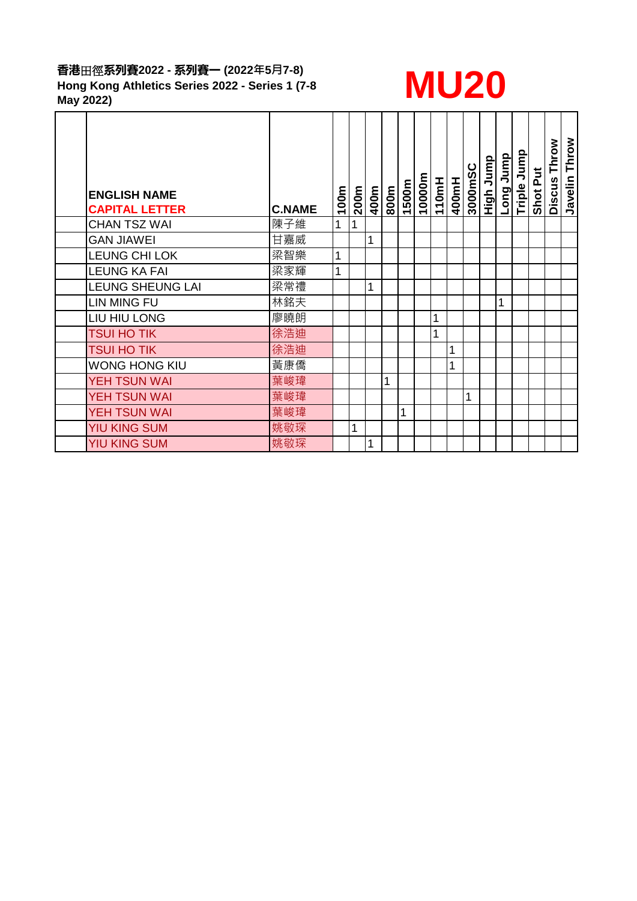**香港田徑系列賽2022 - 系列賽一 (2022年5月7-8)**
**Hong Kong Athletics Series 2022 - Series 1 (7-8 May 2022)**

# MU20

| ENGLISH NAME CAPITAL LETTER | C.NAME | 100m | 200m | 400m | 800m | 1500m | 10000m | 110mH | 400mH | 3000mSC | High Jump | Long Jump | Triple Jump | Shot Put | Discus Throw | Javelin Throw |
|---|---|---|---|---|---|---|---|---|---|---|---|---|---|---|---|---|
| CHAN TSZ WAI | 陳子維 | 1 | 1 | | | | | | | | | | | | | |
| GAN JIAWEI | 甘嘉威 | | | 1 | | | | | | | | | | | | |
| LEUNG CHI LOK | 梁智樂 | 1 | | | | | | | | | | | | | | |
| LEUNG KA FAI | 梁家輝 | 1 | | | | | | | | | | | | | | |
| LEUNG SHEUNG LAI | 梁常禮 | | | 1 | | | | | | | | | | | | |
| LIN MING FU | 林銘夫 | | | | | | | | | | | 1 | | | | |
| LIU HIU LONG | 廖曉朗 | | | | | | | 1 | | | | | | | | |
| TSUI HO TIK | 徐浩迪 | | | | | | | 1 | | | | | | | | |
| TSUI HO TIK | 徐浩迪 | | | | | | | | 1 | | | | | | | |
| WONG HONG KIU | 黃康僑 | | | | | | | | 1 | | | | | | | |
| YEH TSUN WAI | 葉峻瑋 | | | | 1 | | | | | | | | | | | |
| YEH TSUN WAI | 葉峻瑋 | | | | | | | | | 1 | | | | | | |
| YEH TSUN WAI | 葉峻瑋 | | | | | 1 | | | | | | | | | | |
| YIU KING SUM | 姚敬琛 | | 1 | | | | | | | | | | | | | |
| YIU KING SUM | 姚敬琛 | | | 1 | | | | | | | | | | | | |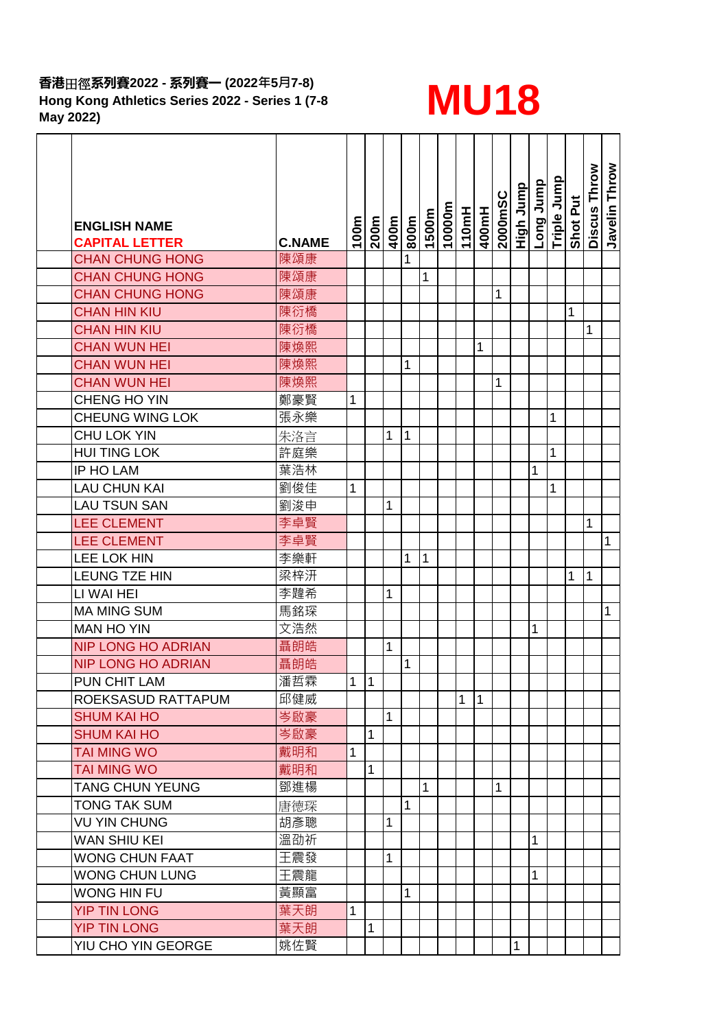香港田徑系列賽2022 - 系列賽一 (2022年5月7-8)
Hong Kong Athletics Series 2022 - Series 1 (7-8 May 2022)

# MU18

| ENGLISH NAME CAPITAL LETTER | C.NAME | 100m | 200m | 400m | 800m | 1500m | 10000m | 110mH | 400mH | 2000mSC | High Jump | Long Jump | Triple Jump | Shot Put | Discus Throw | Javelin Throw |
|---|---|---|---|---|---|---|---|---|---|---|---|---|---|---|---|---|
| CHAN CHUNG HONG | 陳頌康 | | | | 1 | | | | | | | | | | | |
| CHAN CHUNG HONG | 陳頌康 | | | | | 1 | | | | | | | | | | |
| CHAN CHUNG HONG | 陳頌康 | | | | | | | | | 1 | | | | | | |
| CHAN HIN KIU | 陳衍橋 | | | | | | | | | | | | | 1 | | |
| CHAN HIN KIU | 陳衍橋 | | | | | | | | | | | | | | 1 | |
| CHAN WUN HEI | 陳煥熙 | | | | | | | | 1 | | | | | | | |
| CHAN WUN HEI | 陳煥熙 | | | | 1 | | | | | | | | | | | |
| CHAN WUN HEI | 陳煥熙 | | | | | | | | | 1 | | | | | | |
| CHENG HO YIN | 鄭豪賢 | 1 | | | | | | | | | | | | | | |
| CHEUNG WING LOK | 張永樂 | | | | | | | | | | | | 1 | | | |
| CHU LOK YIN | 朱洛言 | | | 1 | 1 | | | | | | | | | | | |
| HUI TING LOK | 許庭樂 | | | | | | | | | | | | 1 | | | |
| IP HO LAM | 葉浩林 | | | | | | | | | | | 1 | | | | |
| LAU CHUN KAI | 劉俊佳 | 1 | | | | | | | | | | | 1 | | | |
| LAU TSUN SAN | 劉浚申 | | | 1 | | | | | | | | | | | | |
| LEE CLEMENT | 李卓賢 | | | | | | | | | | | | | | 1 | |
| LEE CLEMENT | 李卓賢 | | | | | | | | | | | | | | | 1 |
| LEE LOK HIN | 李樂軒 | | | | 1 | 1 | | | | | | | | | | |
| LEUNG TZE HIN | 梁梓汧 | | | | | | | | | | | | | 1 | 1 | |
| LI WAI HEI | 李韙希 | | | 1 | | | | | | | | | | | | |
| MA MING SUM | 馬銘琛 | | | | | | | | | | | | | | | 1 |
| MAN HO YIN | 文浩然 | | | | | | | | | | | 1 | | | | |
| NIP LONG HO ADRIAN | 聶朗皓 | | | 1 | | | | | | | | | | | | |
| NIP LONG HO ADRIAN | 聶朗皓 | | | | 1 | | | | | | | | | | | |
| PUN CHIT LAM | 潘哲霖 | 1 | 1 | | | | | | | | | | | | | |
| ROEKSASUD RATTAPUM | 邱健威 | | | | | | | 1 | 1 | | | | | | | |
| SHUM KAI HO | 岑啟豪 | | | 1 | | | | | | | | | | | | |
| SHUM KAI HO | 岑啟豪 | | 1 | | | | | | | | | | | | | |
| TAI MING WO | 戴明和 | 1 | | | | | | | | | | | | | | |
| TAI MING WO | 戴明和 | | 1 | | | | | | | | | | | | | |
| TANG CHUN YEUNG | 鄧進楊 | | | | | 1 | | | | 1 | | | | | | |
| TONG TAK SUM | 唐德琛 | | | | 1 | | | | | | | | | | | |
| VU YIN CHUNG | 胡彥聰 | | | 1 | | | | | | | | | | | | |
| WAN SHIU KEI | 溫劭祈 | | | | | | | | | | | 1 | | | | |
| WONG CHUN FAAT | 王震發 | | | 1 | | | | | | | | | | | | |
| WONG CHUN LUNG | 王震龍 | | | | | | | | | | | 1 | | | | |
| WONG HIN FU | 黃顯富 | | | | 1 | | | | | | | | | | | |
| YIP TIN LONG | 葉天朗 | 1 | | | | | | | | | | | | | | |
| YIP TIN LONG | 葉天朗 | | 1 | | | | | | | | | | | | | |
| YIU CHO YIN GEORGE | 姚佐賢 | | | | | | | | | | 1 | | | | | |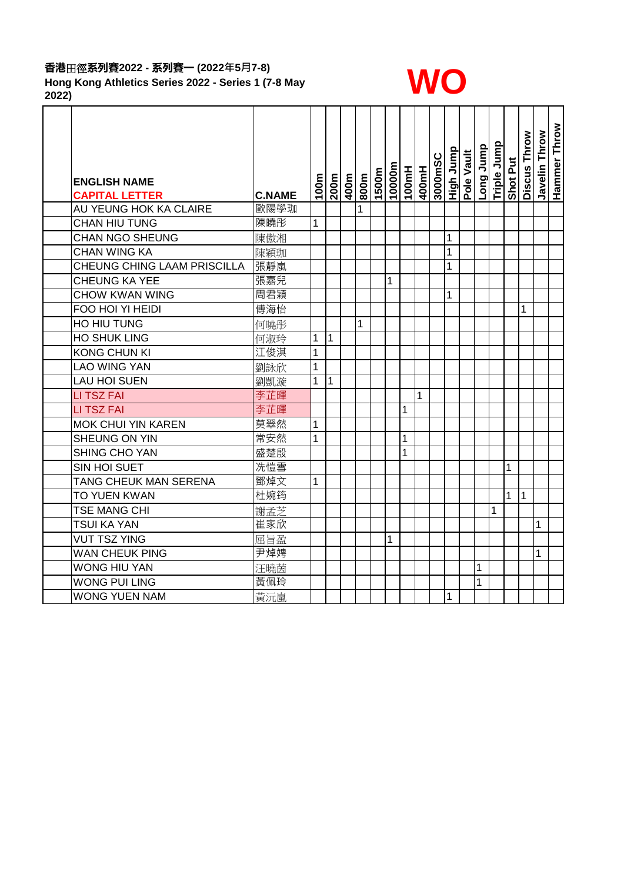**香港田徑系列賽2022 - 系列賽一 (2022年5月7-8)**
**Hong Kong Athletics Series 2022 - Series 1 (7-8 May 2022)**

# WO

| | ENGLISH NAME CAPITAL LETTER | C.NAME | 100m | 200m | 400m | 800m | 1500m | 10000m | 100mH | 400mH | 3000mSC | High Jump | Pole Vault | Long Jump | Triple Jump | Shot Put | Discus Throw | Javelin Throw | Hammer Throw |
|---|---|---|---|---|---|---|---|---|---|---|---|---|---|---|---|---|---|---|---|
| | AU YEUNG HOK KA CLAIRE | 歐陽學珈 | | | | 1 | | | | | | | | | | | | | |
| | CHAN HIU TUNG | 陳曉彤 | 1 | | | | | | | | | | | | | | | | |
| | CHAN NGO SHEUNG | 陳傲湘 | | | | | | | | | | 1 | | | | | | | |
| | CHAN WING KA | 陳穎珈 | | | | | | | | | | 1 | | | | | | | |
| | CHEUNG CHING LAAM PRISCILLA | 張靜嵐 | | | | | | | | | | 1 | | | | | | | |
| | CHEUNG KA YEE | 張嘉兒 | | | | | | 1 | | | | | | | | | | | |
| | CHOW KWAN WING | 周君穎 | | | | | | | | | | 1 | | | | | | | |
| | FOO HOI YI HEIDI | 傅海怡 | | | | | | | | | | | | | | | 1 | | |
| | HO HIU TUNG | 何曉彤 | | | | 1 | | | | | | | | | | | | | |
| | HO SHUK LING | 何淑玲 | 1 | 1 | | | | | | | | | | | | | | | |
| | KONG CHUN KI | 江俊淇 | 1 | | | | | | | | | | | | | | | | |
| | LAO WING YAN | 劉詠欣 | 1 | | | | | | | | | | | | | | | | |
| | LAU HOI SUEN | 劉凱漩 | 1 | 1 | | | | | | | | | | | | | | | |
| | LI TSZ FAI | 李芷暉 | | | | | | | | 1 | | | | | | | | | |
| | LI TSZ FAI | 李芷暉 | | | | | | | 1 | | | | | | | | | | |
| | MOK CHUI YIN KAREN | 莫翠然 | 1 | | | | | | | | | | | | | | | | |
| | SHEUNG ON YIN | 常安然 | 1 | | | | | | 1 | | | | | | | | | | |
| | SHING CHO YAN | 盛楚殷 | | | | | | | 1 | | | | | | | | | | |
| | SIN HOI SUET | 冼愷雪 | | | | | | | | | | | | | | 1 | | | |
| | TANG CHEUK MAN SERENA | 鄧焯文 | 1 | | | | | | | | | | | | | | | | |
| | TO YUEN KWAN | 杜婉筠 | | | | | | | | | | | | | | 1 | 1 | | |
| | TSE MANG CHI | 謝孟芝 | | | | | | | | | | | | | 1 | | | | |
| | TSUI KA YAN | 崔家欣 | | | | | | | | | | | | | | | | 1 | |
| | VUT TSZ YING | 屈旨盈 | | | | | | 1 | | | | | | | | | | | |
| | WAN CHEUK PING | 尹焯娉 | | | | | | | | | | | | | | | | 1 | |
| | WONG HIU YAN | 汪曉茵 | | | | | | | | | | | | 1 | | | | | |
| | WONG PUI LING | 黃佩玲 | | | | | | | | | | | | 1 | | | | | |
| | WONG YUEN NAM | 黃沅嵐 | | | | | | | | | | 1 | | | | | | | |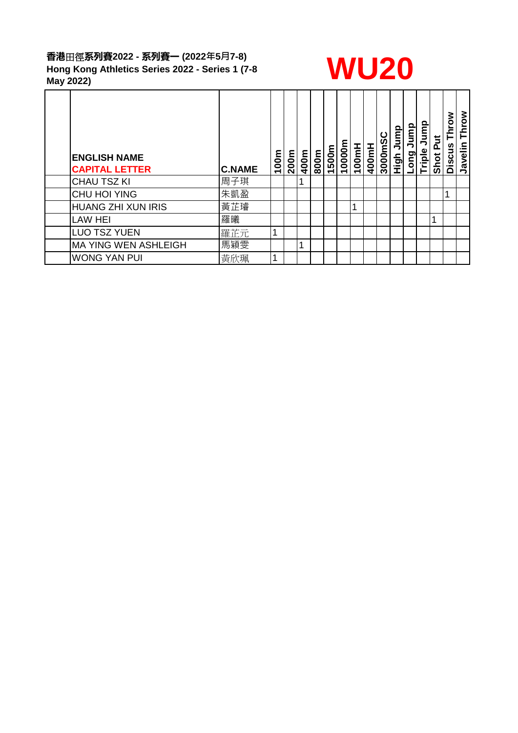**香港田徑系列賽2022 - 系列賽一 (2022年5月7-8)**
**Hong Kong Athletics Series 2022 - Series 1 (7-8 May 2022)**

# WU20

| | ENGLISH NAME CAPITAL LETTER | C.NAME | 100m | 200m | 400m | 800m | 1500m | 10000m | 100mH | 400mH | 3000mSC | High Jump | Long Jump | Triple Jump | Shot Put | Discus Throw | Javelin Throw |
|---|---|---|---|---|---|---|---|---|---|---|---|---|---|---|---|---|---|
| | CHAU TSZ KI | 周子琪 | | | 1 | | | | | | | | | | | | |
| | CHU HOI YING | 朱凱盈 | | | | | | | | | | | | | | 1 | |
| | HUANG ZHI XUN IRIS | 黃芷琻 | | | | | | | 1 | | | | | | | | |
| | LAW HEI | 羅曦 | | | | | | | | | | | | | 1 | | |
| | LUO TSZ YUEN | 羅芷元 | 1 | | | | | | | | | | | | | | |
| | MA YING WEN ASHLEIGH | 馬穎雯 | | | 1 | | | | | | | | | | | | |
| | WONG YAN PUI | 黃欣珮 | 1 | | | | | | | | | | | | | | |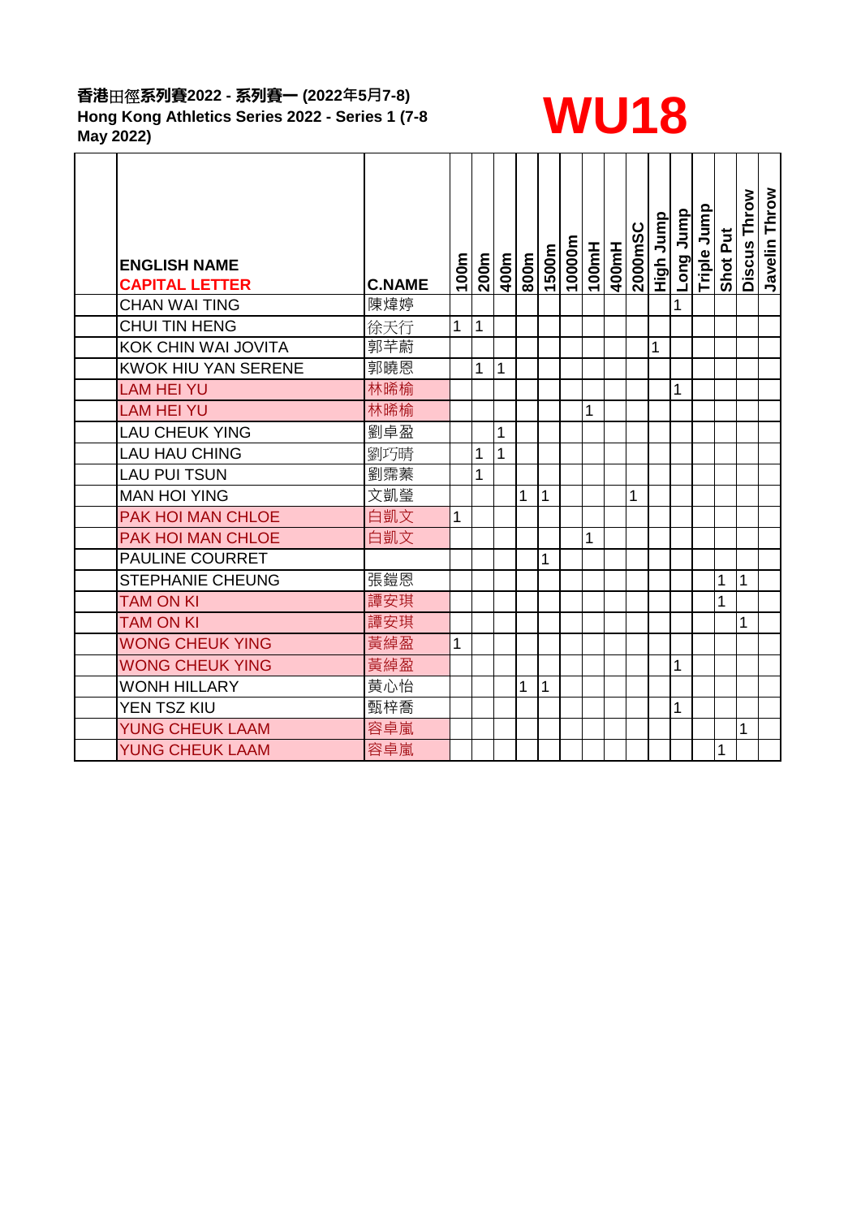**香港田徑系列賽2022 - 系列賽一 (2022年5月7-8)**
**Hong Kong Athletics Series 2022 - Series 1 (7-8 May 2022)**

# WU18

| ENGLISH NAME CAPITAL LETTER | C.NAME | 100m | 200m | 400m | 800m | 1500m | 10000m | 100mH | 400mH | 2000mSC | High Jump | Long Jump | Triple Jump | Shot Put | Discus Throw | Javelin Throw |
|---|---|---|---|---|---|---|---|---|---|---|---|---|---|---|---|---|
| CHAN WAI TING | 陳煒婷 | | | | | | | | | | | 1 | | | | |
| CHUI TIN HENG | 徐天行 | 1 | 1 | | | | | | | | | | | | | |
| KOK CHIN WAI JOVITA | 郭芊蔚 | | | | | | | | | | 1 | | | | | |
| KWOK HIU YAN SERENE | 郭曉恩 | | 1 | 1 | | | | | | | | | | | | |
| LAM HEI YU | 林晞榆 | | | | | | | | | | | 1 | | | | |
| LAM HEI YU | 林晞榆 | | | | | | | 1 | | | | | | | | |
| LAU CHEUK YING | 劉卓盈 | | | 1 | | | | | | | | | | | | |
| LAU HAU CHING | 劉巧晴 | | 1 | 1 | | | | | | | | | | | | |
| LAU PUI TSUN | 劉霈蓁 | | 1 | | | | | | | | | | | | | |
| MAN HOI YING | 文凱瑩 | | | | 1 | 1 | | | | 1 | | | | | | |
| PAK HOI MAN CHLOE | 白凱文 | 1 | | | | | | | | | | | | | | |
| PAK HOI MAN CHLOE | 白凱文 | | | | | | | 1 | | | | | | | | |
| PAULINE COURRET | | | | | | 1 | | | | | | | | | | |
| STEPHANIE CHEUNG | 張鎧恩 | | | | | | | | | | | | | 1 | 1 | |
| TAM ON KI | 譚安琪 | | | | | | | | | | | | | 1 | | |
| TAM ON KI | 譚安琪 | | | | | | | | | | | | | | 1 | |
| WONG CHEUK YING | 黃綽盈 | 1 | | | | | | | | | | | | | | |
| WONG CHEUK YING | 黃綽盈 | | | | | | | | | | | 1 | | | | |
| WONH HILLARY | 黄心怡 | | | | 1 | 1 | | | | | | | | | | |
| YEN TSZ KIU | 甄梓喬 | | | | | | | | | | | 1 | | | | |
| YUNG CHEUK LAAM | 容卓嵐 | | | | | | | | | | | | | | 1 | |
| YUNG CHEUK LAAM | 容卓嵐 | | | | | | | | | | | | | 1 | | |